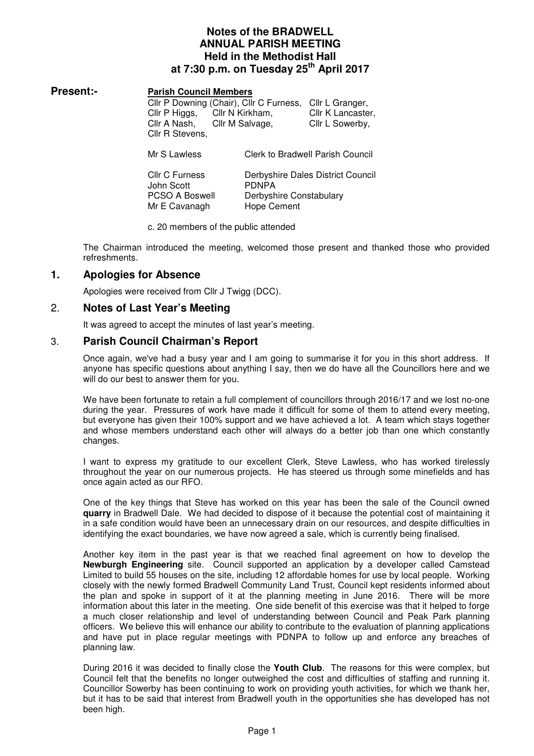# Notes of the BRADWELL ANNUAL PARISH MEETING Held in the Methodist Hall at 7:30 p.m. on Tuesday 25th April 2017

**Present:-**

**Parish Council Members**

Cllr P Downing (Chair), Cllr C Furness, Cllr L Granger, Cllr P Higgs, Cllr N Kirkham, Cllr K Lancaster, Cllr A Nash, Cllr M Salvage, Cllr L Sowerby, Cllr R Stevens,

| | |
|---|---|
| Mr S Lawless | Clerk to Bradwell Parish Council |
| Cllr C Furness | Derbyshire Dales District Council |
| John Scott | PDNPA |
| PCSO A Boswell | Derbyshire Constabulary |
| Mr E Cavanagh | Hope Cement |

c. 20 members of the public attended

The Chairman introduced the meeting, welcomed those present and thanked those who provided refreshments.

## 1. Apologies for Absence

Apologies were received from Cllr J Twigg (DCC).

## 2. Notes of Last Year's Meeting

It was agreed to accept the minutes of last year's meeting.

## 3. Parish Council Chairman's Report

Once again, we've had a busy year and I am going to summarise it for you in this short address. If anyone has specific questions about anything I say, then we do have all the Councillors here and we will do our best to answer them for you.

We have been fortunate to retain a full complement of councillors through 2016/17 and we lost no-one during the year. Pressures of work have made it difficult for some of them to attend every meeting, but everyone has given their 100% support and we have achieved a lot. A team which stays together and whose members understand each other will always do a better job than one which constantly changes.

I want to express my gratitude to our excellent Clerk, Steve Lawless, who has worked tirelessly throughout the year on our numerous projects. He has steered us through some minefields and has once again acted as our RFO.

One of the key things that Steve has worked on this year has been the sale of the Council owned **quarry** in Bradwell Dale. We had decided to dispose of it because the potential cost of maintaining it in a safe condition would have been an unnecessary drain on our resources, and despite difficulties in identifying the exact boundaries, we have now agreed a sale, which is currently being finalised.

Another key item in the past year is that we reached final agreement on how to develop the **Newburgh Engineering** site. Council supported an application by a developer called Camstead Limited to build 55 houses on the site, including 12 affordable homes for use by local people. Working closely with the newly formed Bradwell Community Land Trust, Council kept residents informed about the plan and spoke in support of it at the planning meeting in June 2016. There will be more information about this later in the meeting. One side benefit of this exercise was that it helped to forge a much closer relationship and level of understanding between Council and Peak Park planning officers. We believe this will enhance our ability to contribute to the evaluation of planning applications and have put in place regular meetings with PDNPA to follow up and enforce any breaches of planning law.

During 2016 it was decided to finally close the **Youth Club**. The reasons for this were complex, but Council felt that the benefits no longer outweighed the cost and difficulties of staffing and running it. Councillor Sowerby has been continuing to work on providing youth activities, for which we thank her, but it has to be said that interest from Bradwell youth in the opportunities she has developed has not been high.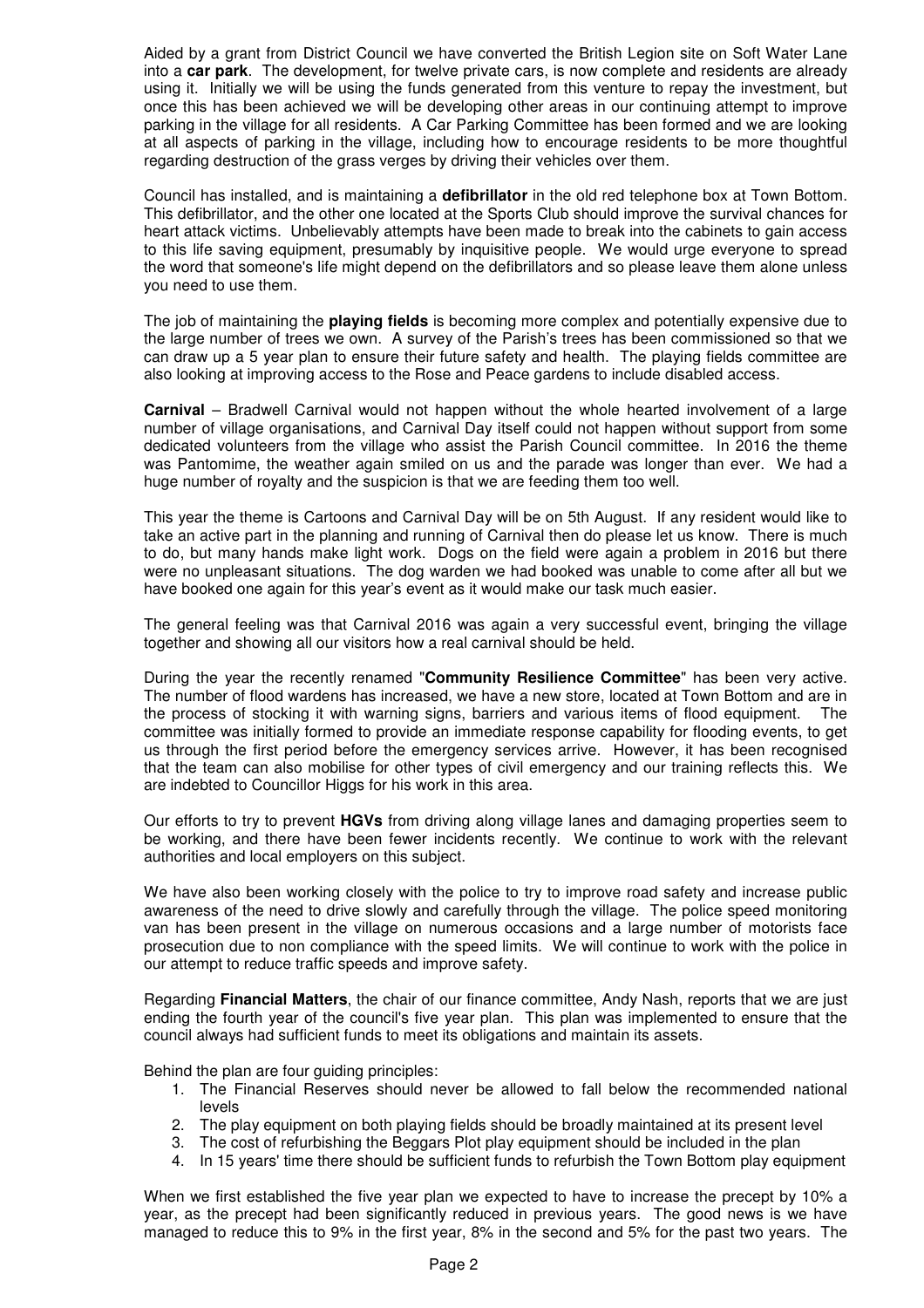Aided by a grant from District Council we have converted the British Legion site on Soft Water Lane into a **car park**. The development, for twelve private cars, is now complete and residents are already using it. Initially we will be using the funds generated from this venture to repay the investment, but once this has been achieved we will be developing other areas in our continuing attempt to improve parking in the village for all residents. A Car Parking Committee has been formed and we are looking at all aspects of parking in the village, including how to encourage residents to be more thoughtful regarding destruction of the grass verges by driving their vehicles over them.

Council has installed, and is maintaining a **defibrillator** in the old red telephone box at Town Bottom. This defibrillator, and the other one located at the Sports Club should improve the survival chances for heart attack victims. Unbelievably attempts have been made to break into the cabinets to gain access to this life saving equipment, presumably by inquisitive people. We would urge everyone to spread the word that someone's life might depend on the defibrillators and so please leave them alone unless you need to use them.

The job of maintaining the **playing fields** is becoming more complex and potentially expensive due to the large number of trees we own. A survey of the Parish's trees has been commissioned so that we can draw up a 5 year plan to ensure their future safety and health. The playing fields committee are also looking at improving access to the Rose and Peace gardens to include disabled access.

**Carnival** – Bradwell Carnival would not happen without the whole hearted involvement of a large number of village organisations, and Carnival Day itself could not happen without support from some dedicated volunteers from the village who assist the Parish Council committee. In 2016 the theme was Pantomime, the weather again smiled on us and the parade was longer than ever. We had a huge number of royalty and the suspicion is that we are feeding them too well.

This year the theme is Cartoons and Carnival Day will be on 5th August. If any resident would like to take an active part in the planning and running of Carnival then do please let us know. There is much to do, but many hands make light work. Dogs on the field were again a problem in 2016 but there were no unpleasant situations. The dog warden we had booked was unable to come after all but we have booked one again for this year's event as it would make our task much easier.

The general feeling was that Carnival 2016 was again a very successful event, bringing the village together and showing all our visitors how a real carnival should be held.

During the year the recently renamed "**Community Resilience Committee**" has been very active. The number of flood wardens has increased, we have a new store, located at Town Bottom and are in the process of stocking it with warning signs, barriers and various items of flood equipment. The committee was initially formed to provide an immediate response capability for flooding events, to get us through the first period before the emergency services arrive. However, it has been recognised that the team can also mobilise for other types of civil emergency and our training reflects this. We are indebted to Councillor Higgs for his work in this area.

Our efforts to try to prevent **HGVs** from driving along village lanes and damaging properties seem to be working, and there have been fewer incidents recently. We continue to work with the relevant authorities and local employers on this subject.

We have also been working closely with the police to try to improve road safety and increase public awareness of the need to drive slowly and carefully through the village. The police speed monitoring van has been present in the village on numerous occasions and a large number of motorists face prosecution due to non compliance with the speed limits. We will continue to work with the police in our attempt to reduce traffic speeds and improve safety.

Regarding **Financial Matters**, the chair of our finance committee, Andy Nash, reports that we are just ending the fourth year of the council's five year plan. This plan was implemented to ensure that the council always had sufficient funds to meet its obligations and maintain its assets.

Behind the plan are four guiding principles:

1. The Financial Reserves should never be allowed to fall below the recommended national levels
2. The play equipment on both playing fields should be broadly maintained at its present level
3. The cost of refurbishing the Beggars Plot play equipment should be included in the plan
4. In 15 years' time there should be sufficient funds to refurbish the Town Bottom play equipment

When we first established the five year plan we expected to have to increase the precept by 10% a year, as the precept had been significantly reduced in previous years. The good news is we have managed to reduce this to 9% in the first year, 8% in the second and 5% for the past two years. The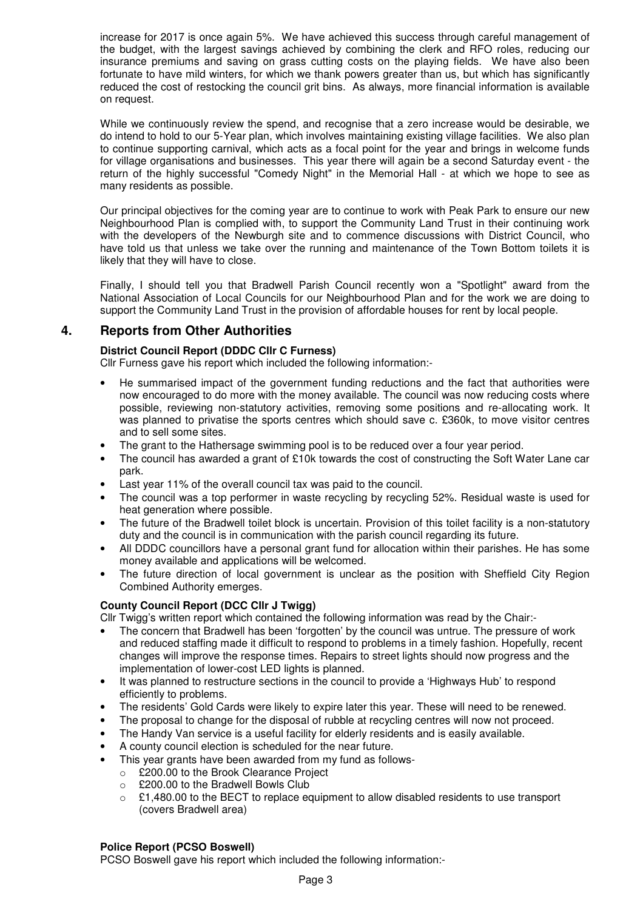increase for 2017 is once again 5%. We have achieved this success through careful management of the budget, with the largest savings achieved by combining the clerk and RFO roles, reducing our insurance premiums and saving on grass cutting costs on the playing fields. We have also been fortunate to have mild winters, for which we thank powers greater than us, but which has significantly reduced the cost of restocking the council grit bins. As always, more financial information is available on request.

While we continuously review the spend, and recognise that a zero increase would be desirable, we do intend to hold to our 5-Year plan, which involves maintaining existing village facilities. We also plan to continue supporting carnival, which acts as a focal point for the year and brings in welcome funds for village organisations and businesses. This year there will again be a second Saturday event - the return of the highly successful "Comedy Night" in the Memorial Hall - at which we hope to see as many residents as possible.

Our principal objectives for the coming year are to continue to work with Peak Park to ensure our new Neighbourhood Plan is complied with, to support the Community Land Trust in their continuing work with the developers of the Newburgh site and to commence discussions with District Council, who have told us that unless we take over the running and maintenance of the Town Bottom toilets it is likely that they will have to close.

Finally, I should tell you that Bradwell Parish Council recently won a "Spotlight" award from the National Association of Local Councils for our Neighbourhood Plan and for the work we are doing to support the Community Land Trust in the provision of affordable houses for rent by local people.

## 4. Reports from Other Authorities

**District Council Report (DDDC Cllr C Furness)**

Cllr Furness gave his report which included the following information:-

- He summarised impact of the government funding reductions and the fact that authorities were now encouraged to do more with the money available. The council was now reducing costs where possible, reviewing non-statutory activities, removing some positions and re-allocating work. It was planned to privatise the sports centres which should save c. £360k, to move visitor centres and to sell some sites.
- The grant to the Hathersage swimming pool is to be reduced over a four year period.
- The council has awarded a grant of £10k towards the cost of constructing the Soft Water Lane car park.
- Last year 11% of the overall council tax was paid to the council.
- The council was a top performer in waste recycling by recycling 52%. Residual waste is used for heat generation where possible.
- The future of the Bradwell toilet block is uncertain. Provision of this toilet facility is a non-statutory duty and the council is in communication with the parish council regarding its future.
- All DDDC councillors have a personal grant fund for allocation within their parishes. He has some money available and applications will be welcomed.
- The future direction of local government is unclear as the position with Sheffield City Region Combined Authority emerges.

**County Council Report (DCC Cllr J Twigg)**

Cllr Twigg's written report which contained the following information was read by the Chair:-

- The concern that Bradwell has been 'forgotten' by the council was untrue. The pressure of work and reduced staffing made it difficult to respond to problems in a timely fashion. Hopefully, recent changes will improve the response times. Repairs to street lights should now progress and the implementation of lower-cost LED lights is planned.
- It was planned to restructure sections in the council to provide a 'Highways Hub' to respond efficiently to problems.
- The residents' Gold Cards were likely to expire later this year. These will need to be renewed.
- The proposal to change for the disposal of rubble at recycling centres will now not proceed.
- The Handy Van service is a useful facility for elderly residents and is easily available.
- A county council election is scheduled for the near future.
- This year grants have been awarded from my fund as follows-
  - £200.00 to the Brook Clearance Project
  - £200.00 to the Bradwell Bowls Club
  - £1,480.00 to the BECT to replace equipment to allow disabled residents to use transport (covers Bradwell area)

**Police Report (PCSO Boswell)**

PCSO Boswell gave his report which included the following information:-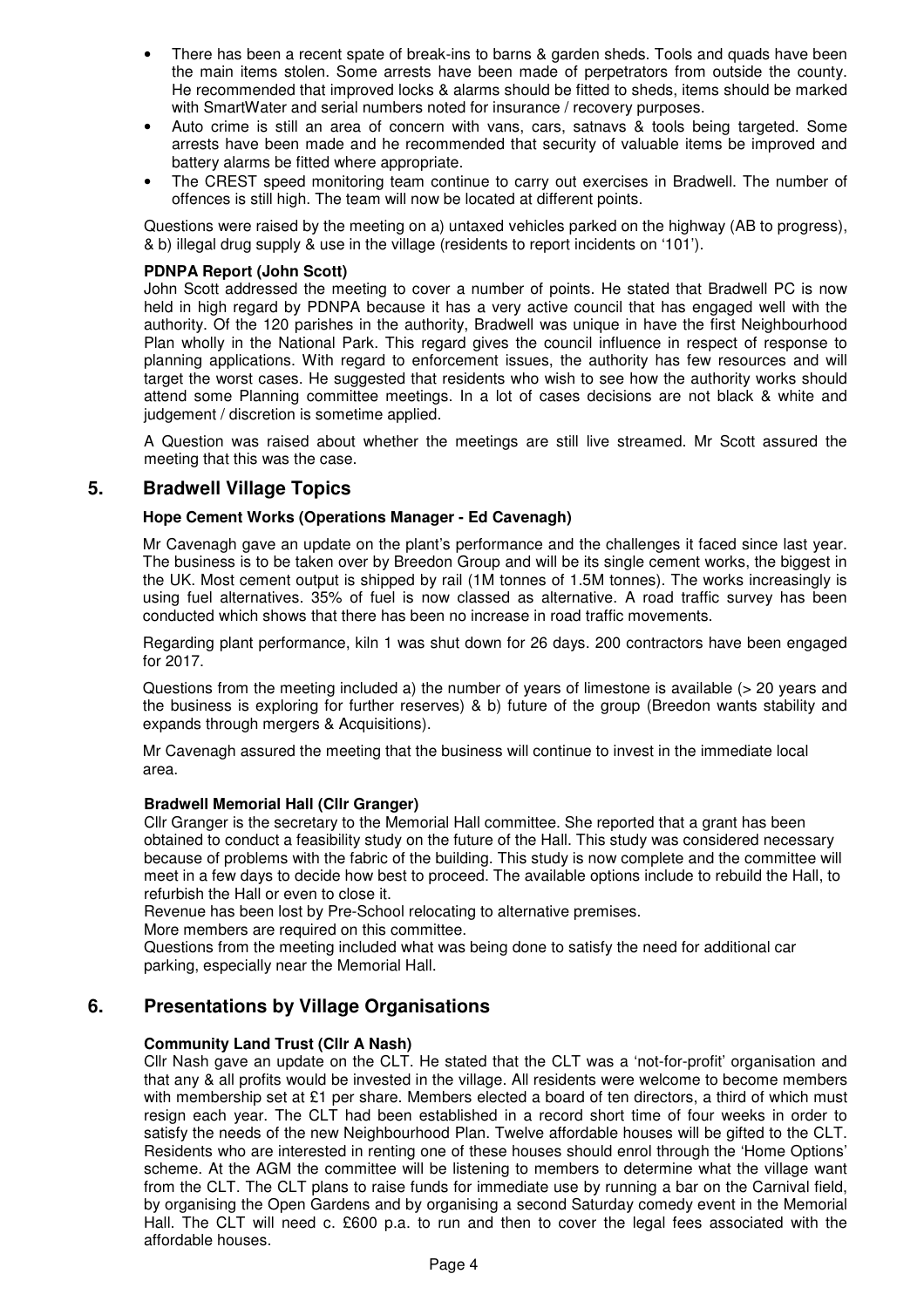- There has been a recent spate of break-ins to barns & garden sheds. Tools and quads have been the main items stolen. Some arrests have been made of perpetrators from outside the county. He recommended that improved locks & alarms should be fitted to sheds, items should be marked with SmartWater and serial numbers noted for insurance / recovery purposes.
- Auto crime is still an area of concern with vans, cars, satnavs & tools being targeted. Some arrests have been made and he recommended that security of valuable items be improved and battery alarms be fitted where appropriate.
- The CREST speed monitoring team continue to carry out exercises in Bradwell. The number of offences is still high. The team will now be located at different points.

Questions were raised by the meeting on a) untaxed vehicles parked on the highway (AB to progress), & b) illegal drug supply & use in the village (residents to report incidents on '101').

**PDNPA Report (John Scott)**

John Scott addressed the meeting to cover a number of points. He stated that Bradwell PC is now held in high regard by PDNPA because it has a very active council that has engaged well with the authority. Of the 120 parishes in the authority, Bradwell was unique in have the first Neighbourhood Plan wholly in the National Park. This regard gives the council influence in respect of response to planning applications. With regard to enforcement issues, the authority has few resources and will target the worst cases. He suggested that residents who wish to see how the authority works should attend some Planning committee meetings. In a lot of cases decisions are not black & white and judgement / discretion is sometime applied.

A Question was raised about whether the meetings are still live streamed. Mr Scott assured the meeting that this was the case.

## 5. Bradwell Village Topics

**Hope Cement Works (Operations Manager - Ed Cavenagh)**

Mr Cavenagh gave an update on the plant's performance and the challenges it faced since last year. The business is to be taken over by Breedon Group and will be its single cement works, the biggest in the UK. Most cement output is shipped by rail (1M tonnes of 1.5M tonnes). The works increasingly is using fuel alternatives. 35% of fuel is now classed as alternative. A road traffic survey has been conducted which shows that there has been no increase in road traffic movements.

Regarding plant performance, kiln 1 was shut down for 26 days. 200 contractors have been engaged for 2017.

Questions from the meeting included a) the number of years of limestone is available (> 20 years and the business is exploring for further reserves) & b) future of the group (Breedon wants stability and expands through mergers & Acquisitions).

Mr Cavenagh assured the meeting that the business will continue to invest in the immediate local area.

**Bradwell Memorial Hall (Cllr Granger)**

Cllr Granger is the secretary to the Memorial Hall committee. She reported that a grant has been obtained to conduct a feasibility study on the future of the Hall. This study was considered necessary because of problems with the fabric of the building. This study is now complete and the committee will meet in a few days to decide how best to proceed. The available options include to rebuild the Hall, to refurbish the Hall or even to close it.

Revenue has been lost by Pre-School relocating to alternative premises.

More members are required on this committee.

Questions from the meeting included what was being done to satisfy the need for additional car parking, especially near the Memorial Hall.

## 6. Presentations by Village Organisations

**Community Land Trust (Cllr A Nash)**

Cllr Nash gave an update on the CLT. He stated that the CLT was a 'not-for-profit' organisation and that any & all profits would be invested in the village. All residents were welcome to become members with membership set at £1 per share. Members elected a board of ten directors, a third of which must resign each year. The CLT had been established in a record short time of four weeks in order to satisfy the needs of the new Neighbourhood Plan. Twelve affordable houses will be gifted to the CLT. Residents who are interested in renting one of these houses should enrol through the 'Home Options' scheme. At the AGM the committee will be listening to members to determine what the village want from the CLT. The CLT plans to raise funds for immediate use by running a bar on the Carnival field, by organising the Open Gardens and by organising a second Saturday comedy event in the Memorial Hall. The CLT will need c. £600 p.a. to run and then to cover the legal fees associated with the affordable houses.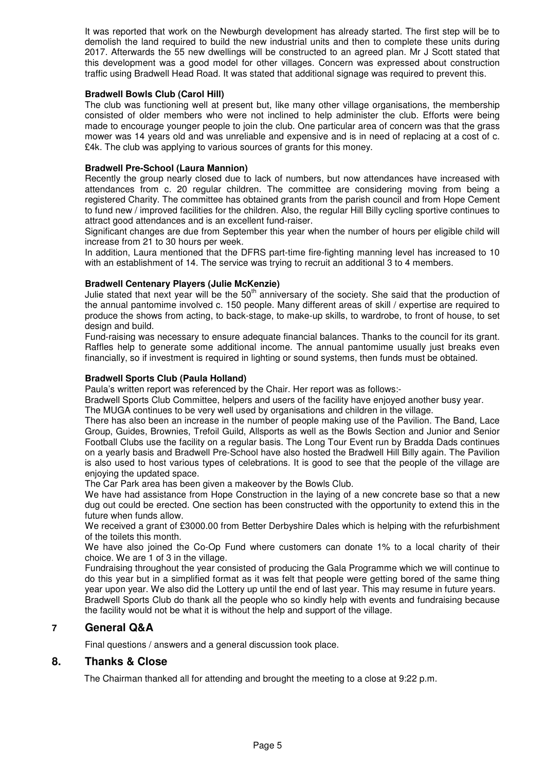It was reported that work on the Newburgh development has already started. The first step will be to demolish the land required to build the new industrial units and then to complete these units during 2017. Afterwards the 55 new dwellings will be constructed to an agreed plan. Mr J Scott stated that this development was a good model for other villages. Concern was expressed about construction traffic using Bradwell Head Road. It was stated that additional signage was required to prevent this.

**Bradwell Bowls Club (Carol Hill)**

The club was functioning well at present but, like many other village organisations, the membership consisted of older members who were not inclined to help administer the club. Efforts were being made to encourage younger people to join the club. One particular area of concern was that the grass mower was 14 years old and was unreliable and expensive and is in need of replacing at a cost of c. £4k. The club was applying to various sources of grants for this money.

**Bradwell Pre-School (Laura Mannion)**

Recently the group nearly closed due to lack of numbers, but now attendances have increased with attendances from c. 20 regular children. The committee are considering moving from being a registered Charity. The committee has obtained grants from the parish council and from Hope Cement to fund new / improved facilities for the children. Also, the regular Hill Billy cycling sportive continues to attract good attendances and is an excellent fund-raiser.

Significant changes are due from September this year when the number of hours per eligible child will increase from 21 to 30 hours per week.

In addition, Laura mentioned that the DFRS part-time fire-fighting manning level has increased to 10 with an establishment of 14. The service was trying to recruit an additional 3 to 4 members.

**Bradwell Centenary Players (Julie McKenzie)**

Julie stated that next year will be the 50th anniversary of the society. She said that the production of the annual pantomime involved c. 150 people. Many different areas of skill / expertise are required to produce the shows from acting, to back-stage, to make-up skills, to wardrobe, to front of house, to set design and build.

Fund-raising was necessary to ensure adequate financial balances. Thanks to the council for its grant. Raffles help to generate some additional income. The annual pantomime usually just breaks even financially, so if investment is required in lighting or sound systems, then funds must be obtained.

**Bradwell Sports Club (Paula Holland)**

Paula's written report was referenced by the Chair. Her report was as follows:-

Bradwell Sports Club Committee, helpers and users of the facility have enjoyed another busy year.

The MUGA continues to be very well used by organisations and children in the village.

There has also been an increase in the number of people making use of the Pavilion. The Band, Lace Group, Guides, Brownies, Trefoil Guild, Allsports as well as the Bowls Section and Junior and Senior Football Clubs use the facility on a regular basis. The Long Tour Event run by Bradda Dads continues on a yearly basis and Bradwell Pre-School have also hosted the Bradwell Hill Billy again. The Pavilion is also used to host various types of celebrations. It is good to see that the people of the village are enjoying the updated space.

The Car Park area has been given a makeover by the Bowls Club.

We have had assistance from Hope Construction in the laying of a new concrete base so that a new dug out could be erected. One section has been constructed with the opportunity to extend this in the future when funds allow.

We received a grant of £3000.00 from Better Derbyshire Dales which is helping with the refurbishment of the toilets this month.

We have also joined the Co-Op Fund where customers can donate 1% to a local charity of their choice. We are 1 of 3 in the village.

Fundraising throughout the year consisted of producing the Gala Programme which we will continue to do this year but in a simplified format as it was felt that people were getting bored of the same thing year upon year. We also did the Lottery up until the end of last year. This may resume in future years.

Bradwell Sports Club do thank all the people who so kindly help with events and fundraising because the facility would not be what it is without the help and support of the village.

## 7 General Q&A

Final questions / answers and a general discussion took place.

## 8. Thanks & Close

The Chairman thanked all for attending and brought the meeting to a close at 9:22 p.m.